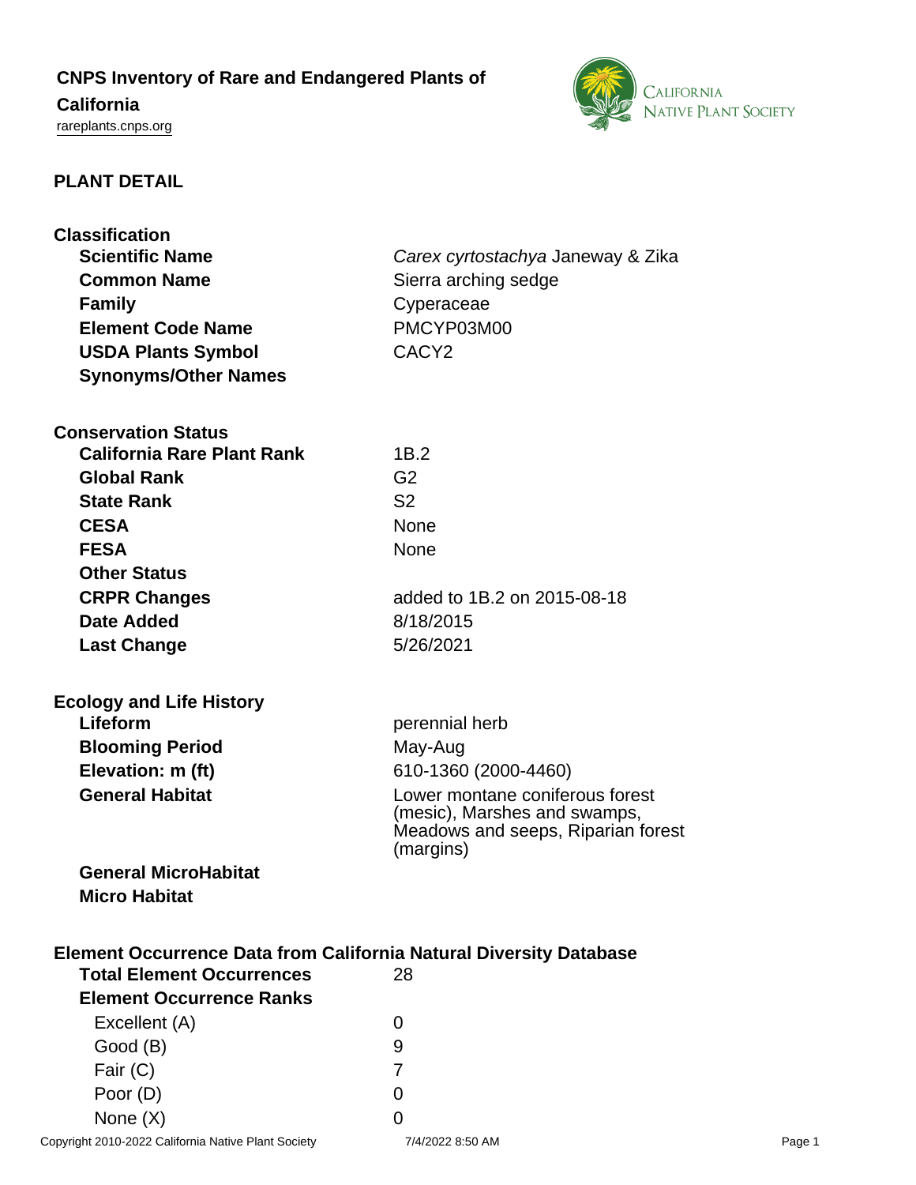# CNPS Inventory of Rare and Endangered Plants of California

rareplants.cnps.org

## PLANT DETAIL

### Classification

| | |
|---|---|
| **Scientific Name** | *Carex cyrtostachya* Janeway & Zika |
| **Common Name** | Sierra arching sedge |
| **Family** | Cyperaceae |
| **Element Code Name** | PMCYP03M00 |
| **USDA Plants Symbol** | CACY2 |
| **Synonyms/Other Names** | |

### Conservation Status

| | |
|---|---|
| **California Rare Plant Rank** | 1B.2 |
| **Global Rank** | G2 |
| **State Rank** | S2 |
| **CESA** | None |
| **FESA** | None |
| **Other Status** | |
| **CRPR Changes** | added to 1B.2 on 2015-08-18 |
| **Date Added** | 8/18/2015 |
| **Last Change** | 5/26/2021 |

### Ecology and Life History

| | |
|---|---|
| **Lifeform** | perennial herb |
| **Blooming Period** | May-Aug |
| **Elevation: m (ft)** | 610-1360 (2000-4460) |
| **General Habitat** | Lower montane coniferous forest (mesic), Marshes and swamps, Meadows and seeps, Riparian forest (margins) |
| **General MicroHabitat** | |
| **Micro Habitat** | |

### Element Occurrence Data from California Natural Diversity Database

| | |
|---|---|
| **Total Element Occurrences** | 28 |
| **Element Occurrence Ranks** | |
| Excellent (A) | 0 |
| Good (B) | 9 |
| Fair (C) | 7 |
| Poor (D) | 0 |
| None (X) | 0 |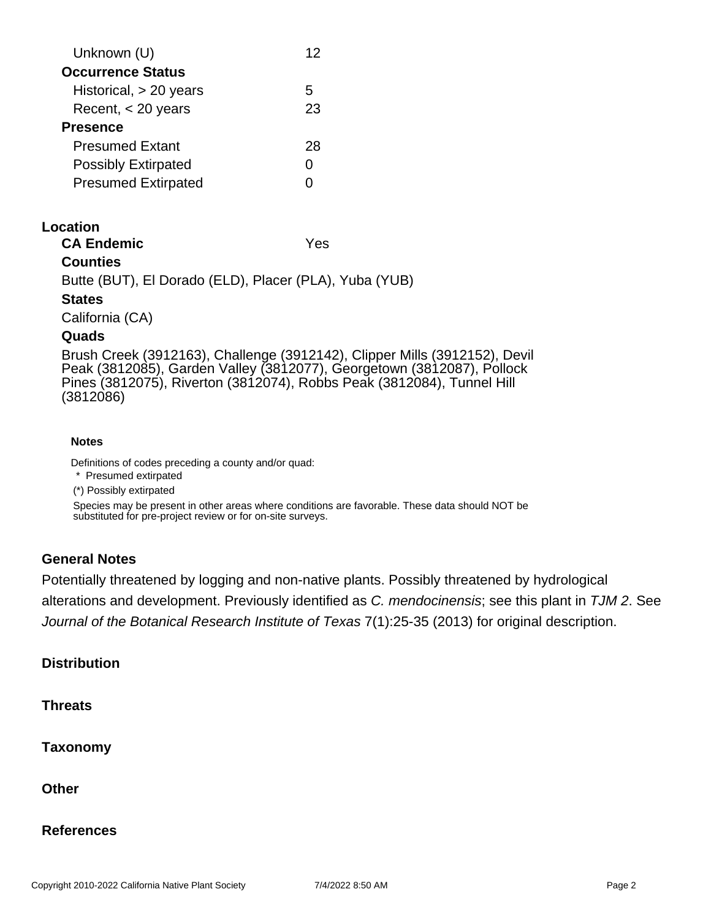| | |
|---|---|
| Unknown (U) | 12 |
| **Occurrence Status** | |
| Historical, > 20 years | 5 |
| Recent, < 20 years | 23 |
| **Presence** | |
| Presumed Extant | 28 |
| Possibly Extirpated | 0 |
| Presumed Extirpated | 0 |

## Location

**CA Endemic** Yes

**Counties**

Butte (BUT), El Dorado (ELD), Placer (PLA), Yuba (YUB)

**States**

California (CA)

**Quads**

Brush Creek (3912163), Challenge (3912142), Clipper Mills (3912152), Devil Peak (3812085), Garden Valley (3812077), Georgetown (3812087), Pollock Pines (3812075), Riverton (3812074), Robbs Peak (3812084), Tunnel Hill (3812086)

**Notes**

Definitions of codes preceding a county and/or quad:

* Presumed extirpated

(*) Possibly extirpated

Species may be present in other areas where conditions are favorable. These data should NOT be substituted for pre-project review or for on-site surveys.

## General Notes

Potentially threatened by logging and non-native plants. Possibly threatened by hydrological alterations and development. Previously identified as *C. mendocinensis*; see this plant in *TJM 2*. See *Journal of the Botanical Research Institute of Texas* 7(1):25-35 (2013) for original description.

## Distribution

## Threats

## Taxonomy

## Other

## References